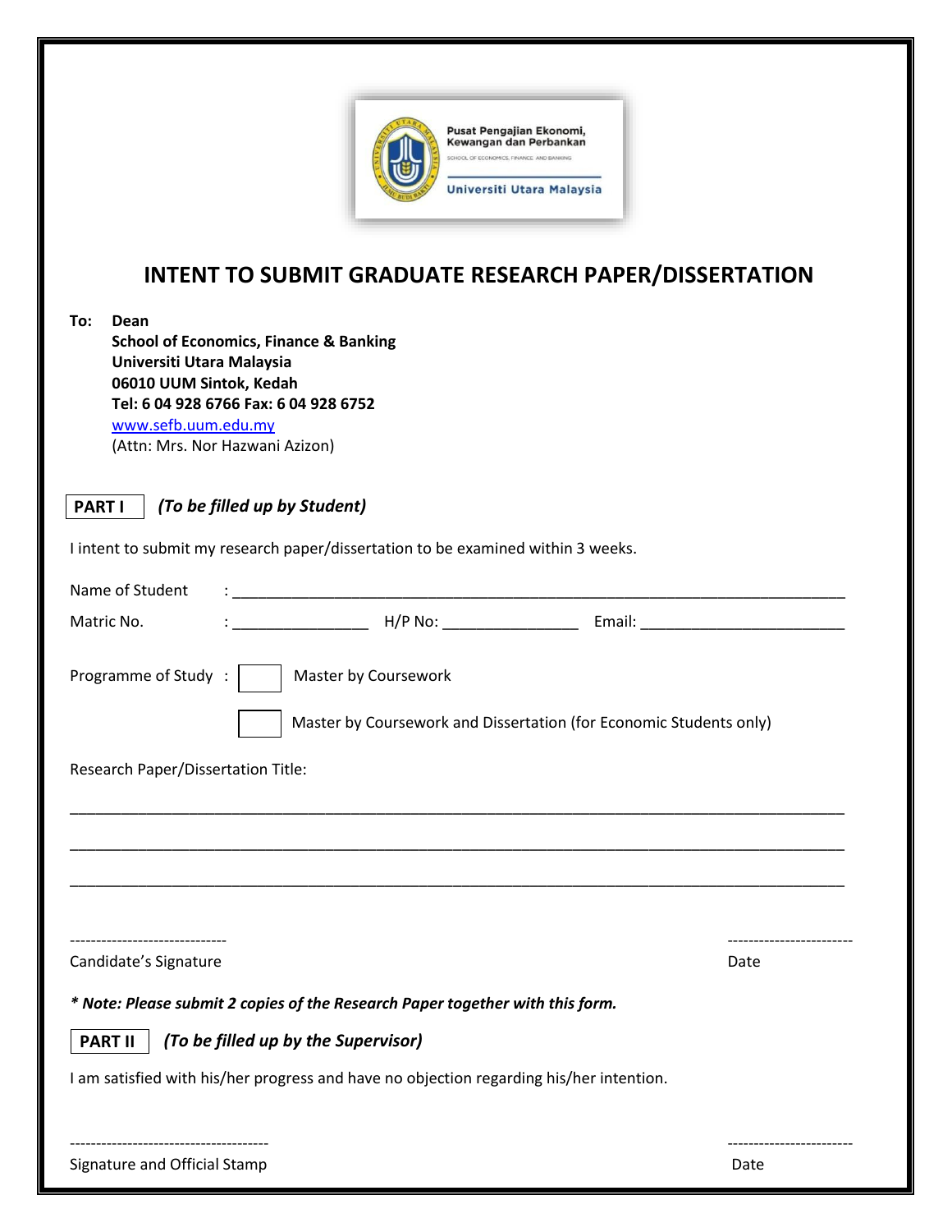Pusat Pengajian Ekonomi, Kewangan dan Perbankan
SCHOOL OF ECONOMICS, FINANCE AND BANKING
Universiti Utara Malaysia

# INTENT TO SUBMIT GRADUATE RESEARCH PAPER/DISSERTATION

**To: Dean**
**School of Economics, Finance & Banking**
**Universiti Utara Malaysia**
**06010 UUM Sintok, Kedah**
**Tel: 6 04 928 6766 Fax: 6 04 928 6752**
www.sefb.uum.edu.my
(Attn: Mrs. Nor Hazwani Azizon)

**PART I** *(To be filled up by Student)*

I intent to submit my research paper/dissertation to be examined within 3 weeks.

Name of Student : ____________________________________________________________________________

Matric No. : ________________ H/P No: ________________ Email: ________________________

Programme of Study : ☐ Master by Coursework

☐ Master by Coursework and Dissertation (for Economic Students only)

Research Paper/Dissertation Title:

______________________________________________________________________________________________

______________________________________________________________________________________________

______________________________________________________________________________________________

------------------------------ ------------------------

Candidate's Signature Date

***\* Note: Please submit 2 copies of the Research Paper together with this form.***

**PART II** *(To be filled up by the Supervisor)*

I am satisfied with his/her progress and have no objection regarding his/her intention.

-------------------------------------- ------------------------

Signature and Official Stamp Date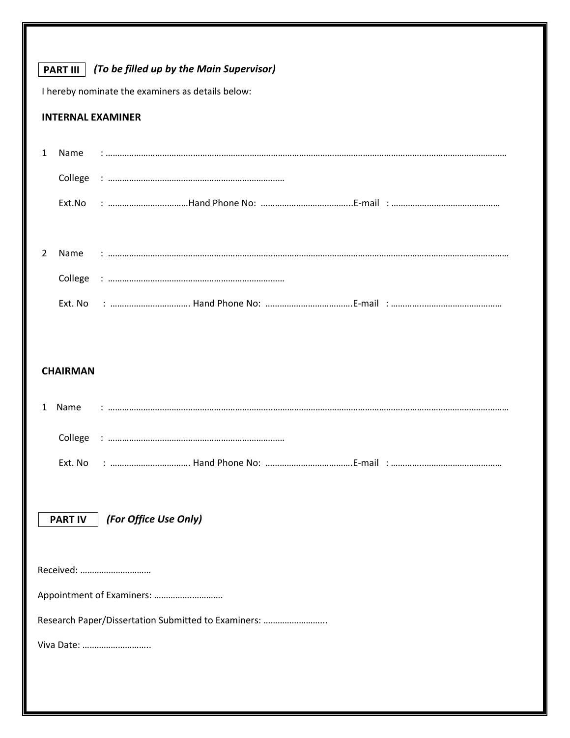**PART III** *(To be filled up by the Main Supervisor)*

I hereby nominate the examiners as details below:

**INTERNAL EXAMINER**

1 Name : ……………………………………………………………………………………………………………………………………………………

College : …………………………………………………………………

Ext.No : ……………………………Hand Phone No: ………………………………..E-mail : ………………………………………

2 Name : ……………………………………………………………………………………………………………………………………………………

College : …………………………………………………………………

Ext. No : ……………………………. Hand Phone No: ……………………………….E-mail : ………………………………………

**CHAIRMAN**

1 Name : ……………………………………………………………………………………………………………………………………………………

College : …………………………………………………………………

Ext. No : ……………………………. Hand Phone No: ……………………………….E-mail : ………………………………………

**PART IV** *(For Office Use Only)*

Received: …………………………

Appointment of Examiners: ……………………….

Research Paper/Dissertation Submitted to Examiners: ……………………..

Viva Date: ………………………..